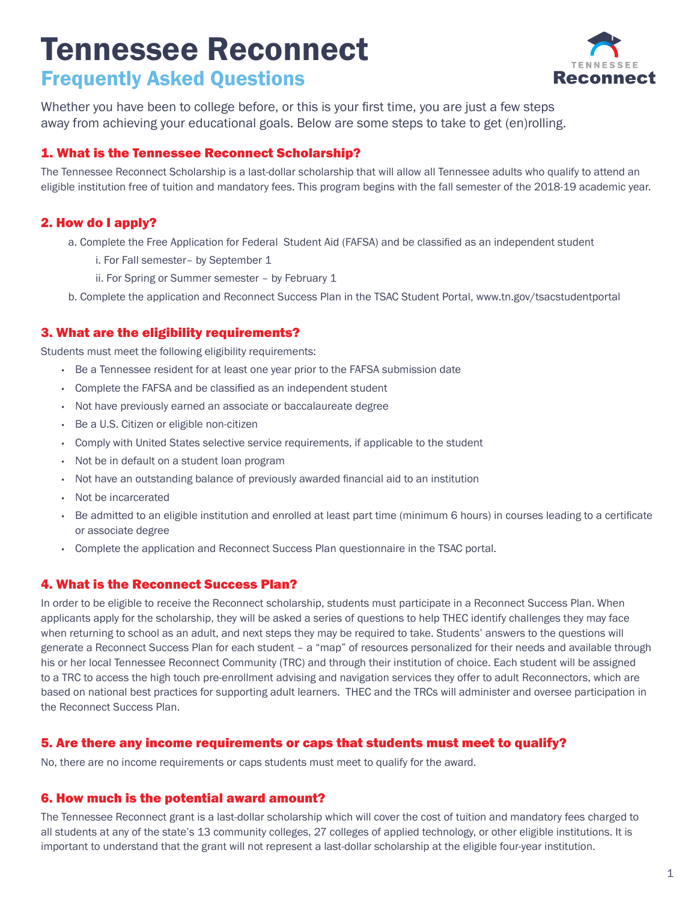# Tennessee Reconnect

## Frequently Asked Questions

Whether you have been to college before, or this is your first time, you are just a few steps away from achieving your educational goals. Below are some steps to take to get (en)rolling.

### 1. What is the Tennessee Reconnect Scholarship?

The Tennessee Reconnect Scholarship is a last-dollar scholarship that will allow all Tennessee adults who qualify to attend an eligible institution free of tuition and mandatory fees. This program begins with the fall semester of the 2018-19 academic year.

### 2. How do I apply?

a. Complete the Free Application for Federal Student Aid (FAFSA) and be classified as an independent student
   - i. For Fall semester– by September 1
   - ii. For Spring or Summer semester – by February 1

b. Complete the application and Reconnect Success Plan in the TSAC Student Portal, www.tn.gov/tsacstudentportal

### 3. What are the eligibility requirements?

Students must meet the following eligibility requirements:

- Be a Tennessee resident for at least one year prior to the FAFSA submission date
- Complete the FAFSA and be classified as an independent student
- Not have previously earned an associate or baccalaureate degree
- Be a U.S. Citizen or eligible non-citizen
- Comply with United States selective service requirements, if applicable to the student
- Not be in default on a student loan program
- Not have an outstanding balance of previously awarded financial aid to an institution
- Not be incarcerated
- Be admitted to an eligible institution and enrolled at least part time (minimum 6 hours) in courses leading to a certificate or associate degree
- Complete the application and Reconnect Success Plan questionnaire in the TSAC portal.

### 4. What is the Reconnect Success Plan?

In order to be eligible to receive the Reconnect scholarship, students must participate in a Reconnect Success Plan. When applicants apply for the scholarship, they will be asked a series of questions to help THEC identify challenges they may face when returning to school as an adult, and next steps they may be required to take. Students' answers to the questions will generate a Reconnect Success Plan for each student – a "map" of resources personalized for their needs and available through his or her local Tennessee Reconnect Community (TRC) and through their institution of choice. Each student will be assigned to a TRC to access the high touch pre-enrollment advising and navigation services they offer to adult Reconnectors, which are based on national best practices for supporting adult learners. THEC and the TRCs will administer and oversee participation in the Reconnect Success Plan.

### 5. Are there any income requirements or caps that students must meet to qualify?

No, there are no income requirements or caps students must meet to qualify for the award.

### 6. How much is the potential award amount?

The Tennessee Reconnect grant is a last-dollar scholarship which will cover the cost of tuition and mandatory fees charged to all students at any of the state's 13 community colleges, 27 colleges of applied technology, or other eligible institutions. It is important to understand that the grant will not represent a last-dollar scholarship at the eligible four-year institution.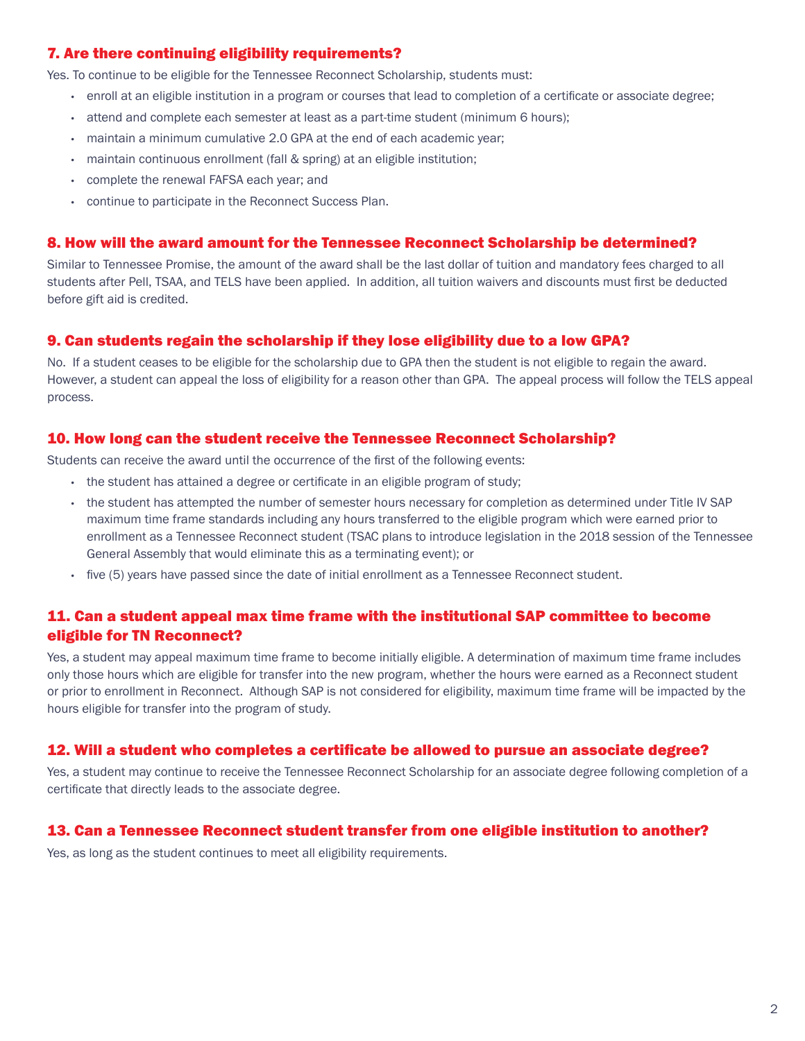### 7. Are there continuing eligibility requirements?

Yes. To continue to be eligible for the Tennessee Reconnect Scholarship, students must:

- enroll at an eligible institution in a program or courses that lead to completion of a certificate or associate degree;
- attend and complete each semester at least as a part-time student (minimum 6 hours);
- maintain a minimum cumulative 2.0 GPA at the end of each academic year;
- maintain continuous enrollment (fall & spring) at an eligible institution;
- complete the renewal FAFSA each year; and
- continue to participate in the Reconnect Success Plan.

### 8. How will the award amount for the Tennessee Reconnect Scholarship be determined?

Similar to Tennessee Promise, the amount of the award shall be the last dollar of tuition and mandatory fees charged to all students after Pell, TSAA, and TELS have been applied. In addition, all tuition waivers and discounts must first be deducted before gift aid is credited.

### 9. Can students regain the scholarship if they lose eligibility due to a low GPA?

No. If a student ceases to be eligible for the scholarship due to GPA then the student is not eligible to regain the award. However, a student can appeal the loss of eligibility for a reason other than GPA. The appeal process will follow the TELS appeal process.

### 10. How long can the student receive the Tennessee Reconnect Scholarship?

Students can receive the award until the occurrence of the first of the following events:

- the student has attained a degree or certificate in an eligible program of study;
- the student has attempted the number of semester hours necessary for completion as determined under Title IV SAP maximum time frame standards including any hours transferred to the eligible program which were earned prior to enrollment as a Tennessee Reconnect student (TSAC plans to introduce legislation in the 2018 session of the Tennessee General Assembly that would eliminate this as a terminating event); or
- five (5) years have passed since the date of initial enrollment as a Tennessee Reconnect student.

### 11. Can a student appeal max time frame with the institutional SAP committee to become eligible for TN Reconnect?

Yes, a student may appeal maximum time frame to become initially eligible. A determination of maximum time frame includes only those hours which are eligible for transfer into the new program, whether the hours were earned as a Reconnect student or prior to enrollment in Reconnect. Although SAP is not considered for eligibility, maximum time frame will be impacted by the hours eligible for transfer into the program of study.

### 12. Will a student who completes a certificate be allowed to pursue an associate degree?

Yes, a student may continue to receive the Tennessee Reconnect Scholarship for an associate degree following completion of a certificate that directly leads to the associate degree.

### 13. Can a Tennessee Reconnect student transfer from one eligible institution to another?

Yes, as long as the student continues to meet all eligibility requirements.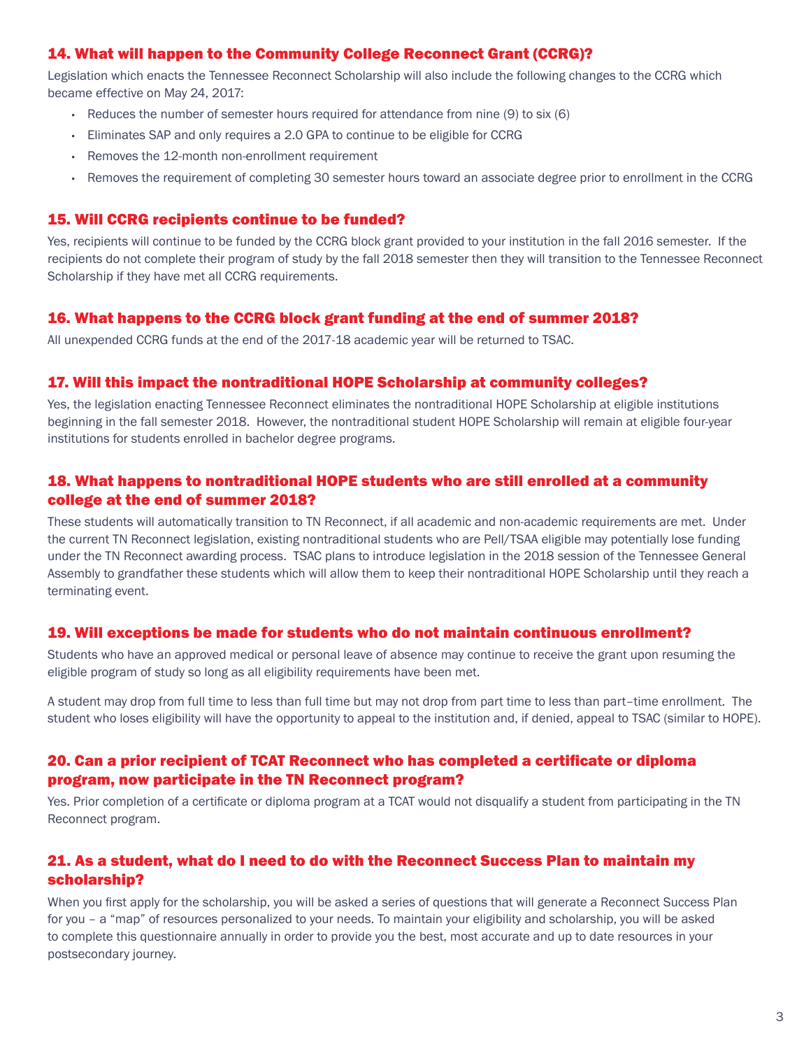### 14. What will happen to the Community College Reconnect Grant (CCRG)?

Legislation which enacts the Tennessee Reconnect Scholarship will also include the following changes to the CCRG which became effective on May 24, 2017:

- Reduces the number of semester hours required for attendance from nine (9) to six (6)
- Eliminates SAP and only requires a 2.0 GPA to continue to be eligible for CCRG
- Removes the 12-month non-enrollment requirement
- Removes the requirement of completing 30 semester hours toward an associate degree prior to enrollment in the CCRG

### 15. Will CCRG recipients continue to be funded?

Yes, recipients will continue to be funded by the CCRG block grant provided to your institution in the fall 2016 semester. If the recipients do not complete their program of study by the fall 2018 semester then they will transition to the Tennessee Reconnect Scholarship if they have met all CCRG requirements.

### 16. What happens to the CCRG block grant funding at the end of summer 2018?

All unexpended CCRG funds at the end of the 2017-18 academic year will be returned to TSAC.

### 17. Will this impact the nontraditional HOPE Scholarship at community colleges?

Yes, the legislation enacting Tennessee Reconnect eliminates the nontraditional HOPE Scholarship at eligible institutions beginning in the fall semester 2018. However, the nontraditional student HOPE Scholarship will remain at eligible four-year institutions for students enrolled in bachelor degree programs.

### 18. What happens to nontraditional HOPE students who are still enrolled at a community college at the end of summer 2018?

These students will automatically transition to TN Reconnect, if all academic and non-academic requirements are met. Under the current TN Reconnect legislation, existing nontraditional students who are Pell/TSAA eligible may potentially lose funding under the TN Reconnect awarding process. TSAC plans to introduce legislation in the 2018 session of the Tennessee General Assembly to grandfather these students which will allow them to keep their nontraditional HOPE Scholarship until they reach a terminating event.

### 19. Will exceptions be made for students who do not maintain continuous enrollment?

Students who have an approved medical or personal leave of absence may continue to receive the grant upon resuming the eligible program of study so long as all eligibility requirements have been met.

A student may drop from full time to less than full time but may not drop from part time to less than part–time enrollment. The student who loses eligibility will have the opportunity to appeal to the institution and, if denied, appeal to TSAC (similar to HOPE).

### 20. Can a prior recipient of TCAT Reconnect who has completed a certificate or diploma program, now participate in the TN Reconnect program?

Yes. Prior completion of a certificate or diploma program at a TCAT would not disqualify a student from participating in the TN Reconnect program.

### 21. As a student, what do I need to do with the Reconnect Success Plan to maintain my scholarship?

When you first apply for the scholarship, you will be asked a series of questions that will generate a Reconnect Success Plan for you – a "map" of resources personalized to your needs. To maintain your eligibility and scholarship, you will be asked to complete this questionnaire annually in order to provide you the best, most accurate and up to date resources in your postsecondary journey.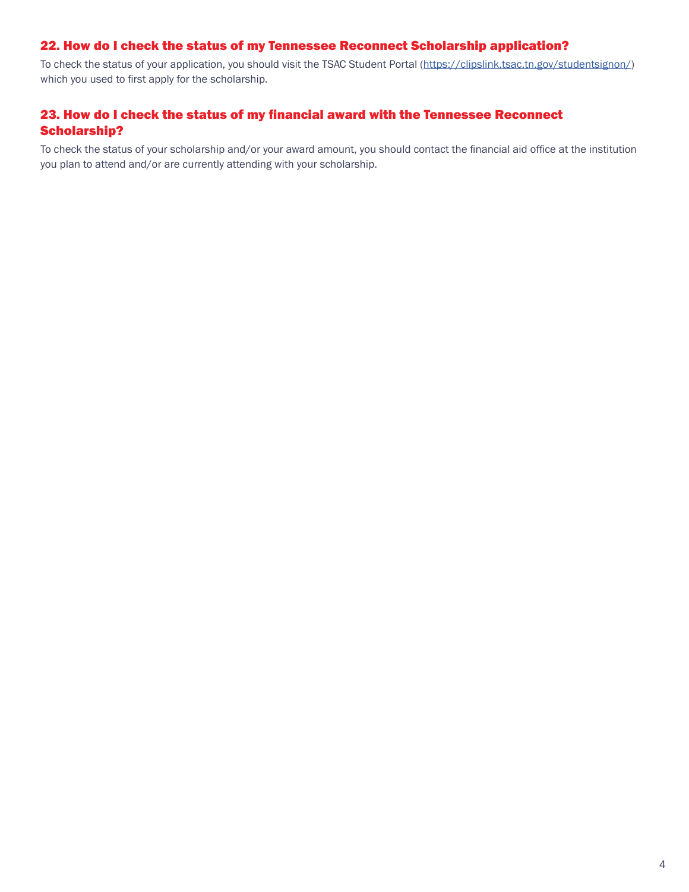### 22. How do I check the status of my Tennessee Reconnect Scholarship application?

To check the status of your application, you should visit the TSAC Student Portal (https://clipslink.tsac.tn.gov/studentsignon/) which you used to first apply for the scholarship.

### 23. How do I check the status of my financial award with the Tennessee Reconnect Scholarship?

To check the status of your scholarship and/or your award amount, you should contact the financial aid office at the institution you plan to attend and/or are currently attending with your scholarship.